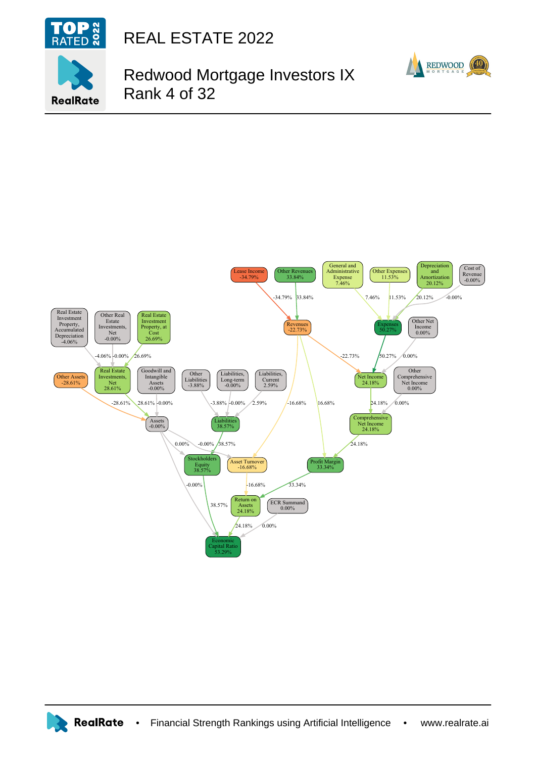# REAL ESTATE 2022

## Redwood Mortgage Investors IX
## Rank 4 of 32

Lease Income -34.79%

Other Revenues 33.84%

General and Administrative Expense 7.46%

Other Expenses 11.53%

Depreciation and Amortization 20.12%

Cost of Revenue -0.00%

Revenues -22.73%

Expenses 50.27%

Other Net Income 0.00%

Real Estate Investment Property, Accumulated Depreciation -4.06%

Other Real Estate Investments, Net -0.00%

Real Estate Investment Property, at Cost 26.69%

Other Assets -28.61%

Real Estate Investments, Net 28.61%

Goodwill and Intangible Assets -0.00%

Other Liabilities -3.88%

Liabilities, Long-term -0.00%

Liabilities, Current 2.59%

Net Income 24.18%

Other Comprehensive Net Income 0.00%

Assets -0.00%

Liabilities 38.57%

Comprehensive Net Income 24.18%

Stockholders Equity 38.57%

Asset Turnover -16.68%

Profit Margin 33.34%

Return on Assets 24.18%

ECR Summand 0.00%

Economic Capital Ratio 53.29%

RealRate • Financial Strength Rankings using Artificial Intelligence • www.realrate.ai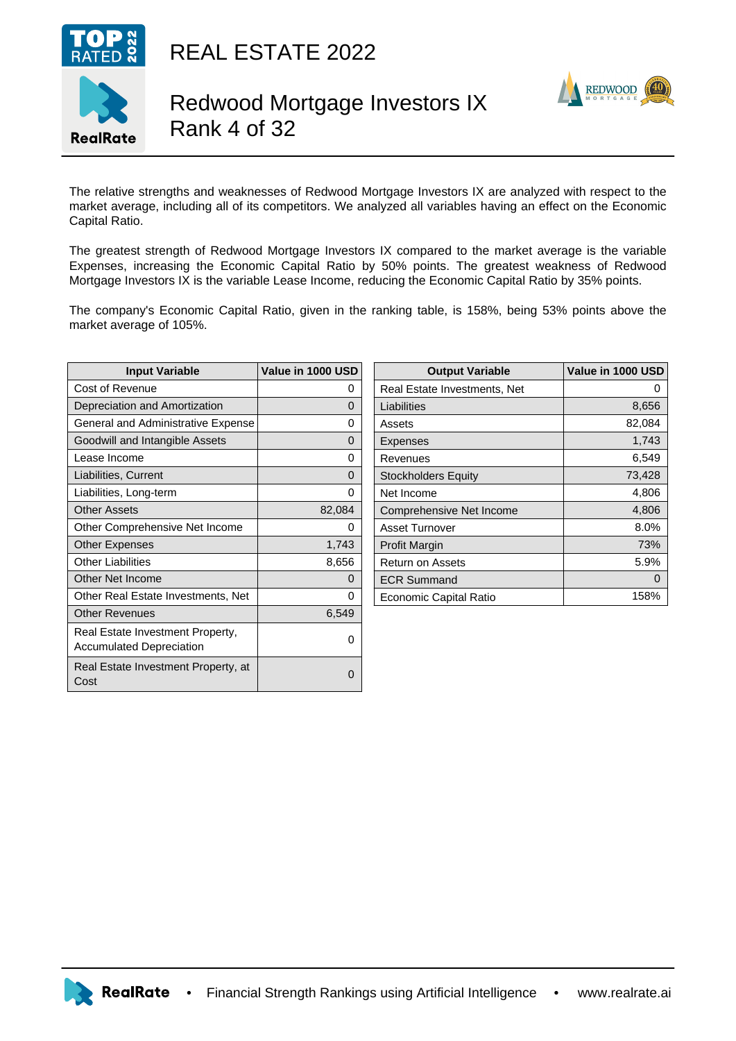# REAL ESTATE 2022

## Redwood Mortgage Investors IX
## Rank 4 of 32

The relative strengths and weaknesses of Redwood Mortgage Investors IX are analyzed with respect to the market average, including all of its competitors. We analyzed all variables having an effect on the Economic Capital Ratio.

The greatest strength of Redwood Mortgage Investors IX compared to the market average is the variable Expenses, increasing the Economic Capital Ratio by 50% points. The greatest weakness of Redwood Mortgage Investors IX is the variable Lease Income, reducing the Economic Capital Ratio by 35% points.

The company's Economic Capital Ratio, given in the ranking table, is 158%, being 53% points above the market average of 105%.

| Input Variable | Value in 1000 USD |
|---|---|
| Cost of Revenue | 0 |
| Depreciation and Amortization | 0 |
| General and Administrative Expense | 0 |
| Goodwill and Intangible Assets | 0 |
| Lease Income | 0 |
| Liabilities, Current | 0 |
| Liabilities, Long-term | 0 |
| Other Assets | 82,084 |
| Other Comprehensive Net Income | 0 |
| Other Expenses | 1,743 |
| Other Liabilities | 8,656 |
| Other Net Income | 0 |
| Other Real Estate Investments, Net | 0 |
| Other Revenues | 6,549 |
| Real Estate Investment Property, Accumulated Depreciation | 0 |
| Real Estate Investment Property, at Cost | 0 |

| Output Variable | Value in 1000 USD |
|---|---|
| Real Estate Investments, Net | 0 |
| Liabilities | 8,656 |
| Assets | 82,084 |
| Expenses | 1,743 |
| Revenues | 6,549 |
| Stockholders Equity | 73,428 |
| Net Income | 4,806 |
| Comprehensive Net Income | 4,806 |
| Asset Turnover | 8.0% |
| Profit Margin | 73% |
| Return on Assets | 5.9% |
| ECR Summand | 0 |
| Economic Capital Ratio | 158% |